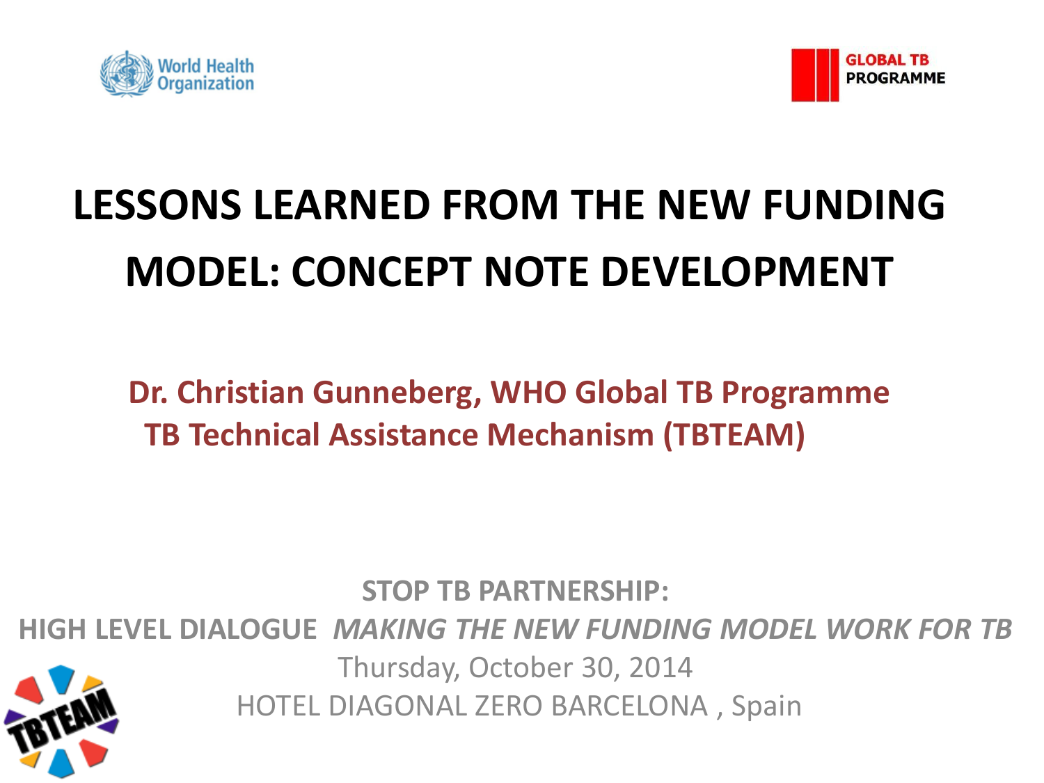# LESSONS LEARNED FROM THE NEW FUNDING MODEL: CONCEPT NOTE DEVELOPMENT

**Dr. Christian Gunneberg, WHO Global TB Programme**
**TB Technical Assistance Mechanism (TBTEAM)**

**STOP TB PARTNERSHIP:**
**HIGH LEVEL DIALOGUE** ***MAKING THE NEW FUNDING MODEL WORK FOR TB***
Thursday, October 30, 2014
HOTEL DIAGONAL ZERO BARCELONA , Spain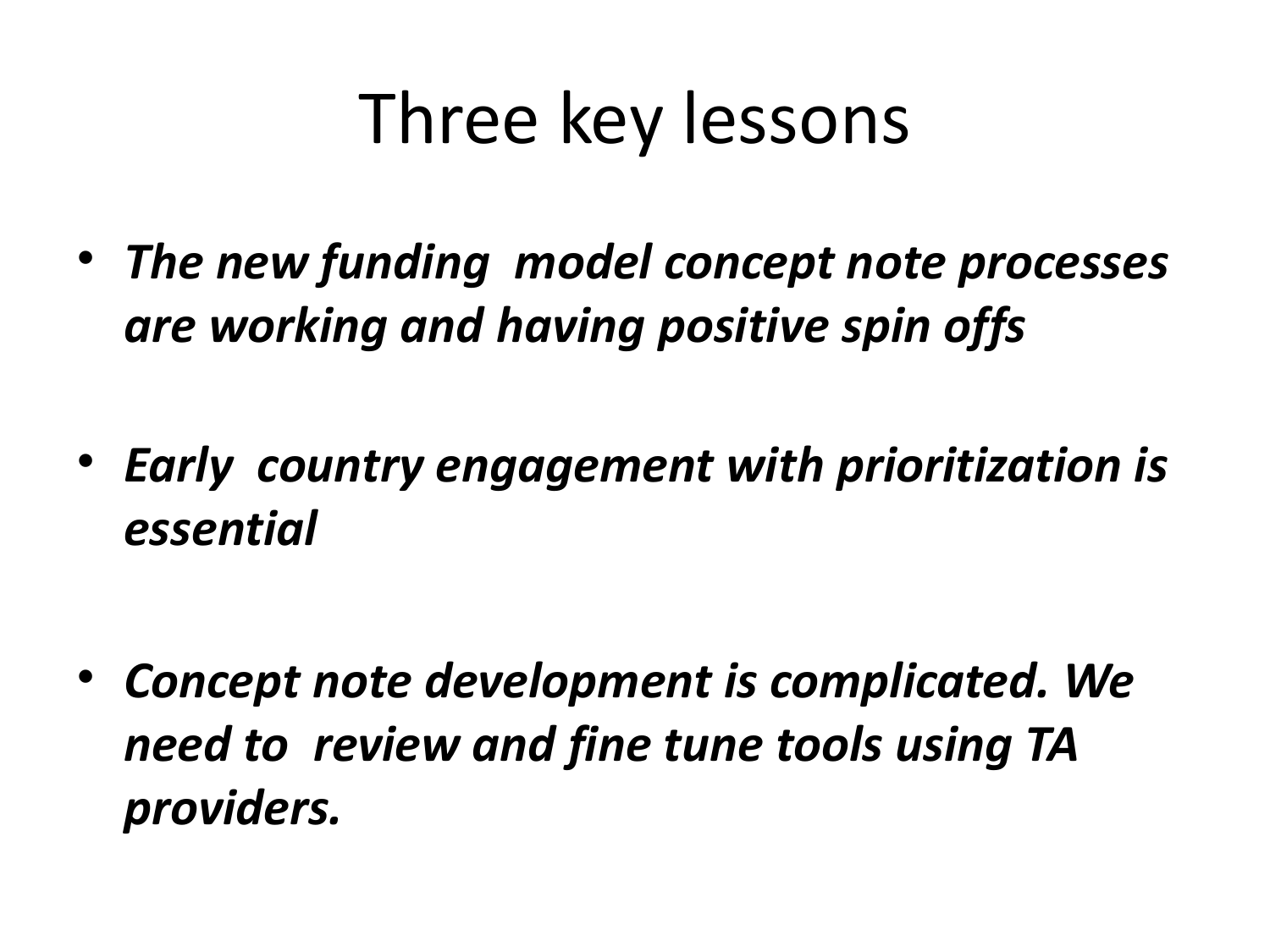# Three key lessons

- ***The new funding model concept note processes are working and having positive spin offs***

- ***Early country engagement with prioritization is essential***

- ***Concept note development is complicated. We need to review and fine tune tools using TA providers.***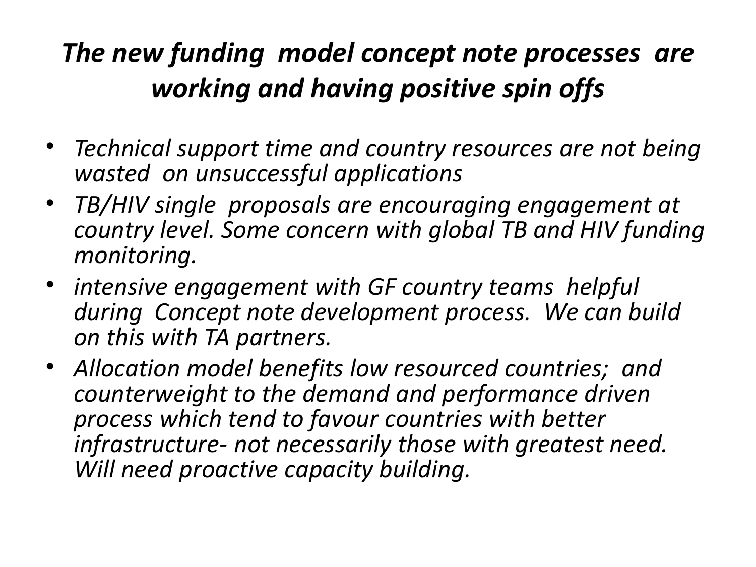## *The new funding model concept note processes are working and having positive spin offs*

- *Technical support time and country resources are not being wasted on unsuccessful applications*
- *TB/HIV single proposals are encouraging engagement at country level. Some concern with global TB and HIV funding monitoring.*
- *intensive engagement with GF country teams helpful during Concept note development process. We can build on this with TA partners.*
- *Allocation model benefits low resourced countries; and counterweight to the demand and performance driven process which tend to favour countries with better infrastructure- not necessarily those with greatest need. Will need proactive capacity building.*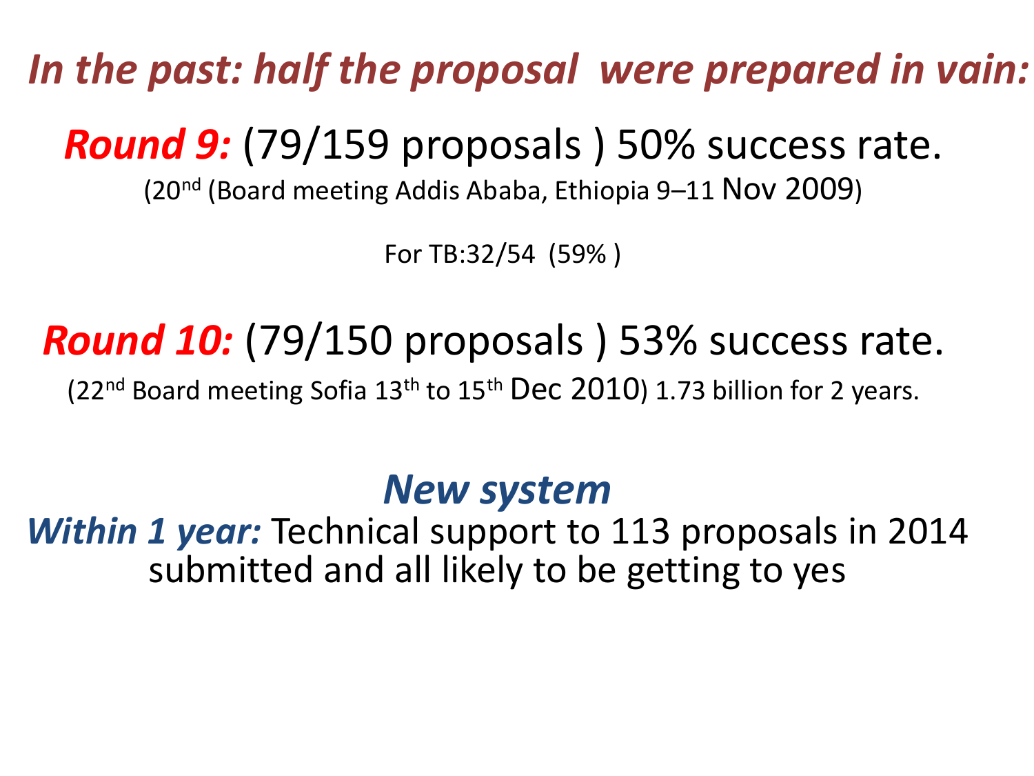## *In the past: half the proposal were prepared in vain:*

***Round 9:*** (79/159 proposals ) 50% success rate.

(20[nd] (Board meeting Addis Ababa, Ethiopia 9–11 Nov 2009)

For TB:32/54 (59% )

***Round 10:*** (79/150 proposals ) 53% success rate.

(22[nd] Board meeting Sofia 13[th] to 15[th] Dec 2010) 1.73 billion for 2 years.

## *New system*

***Within 1 year:*** Technical support to 113 proposals in 2014 submitted and all likely to be getting to yes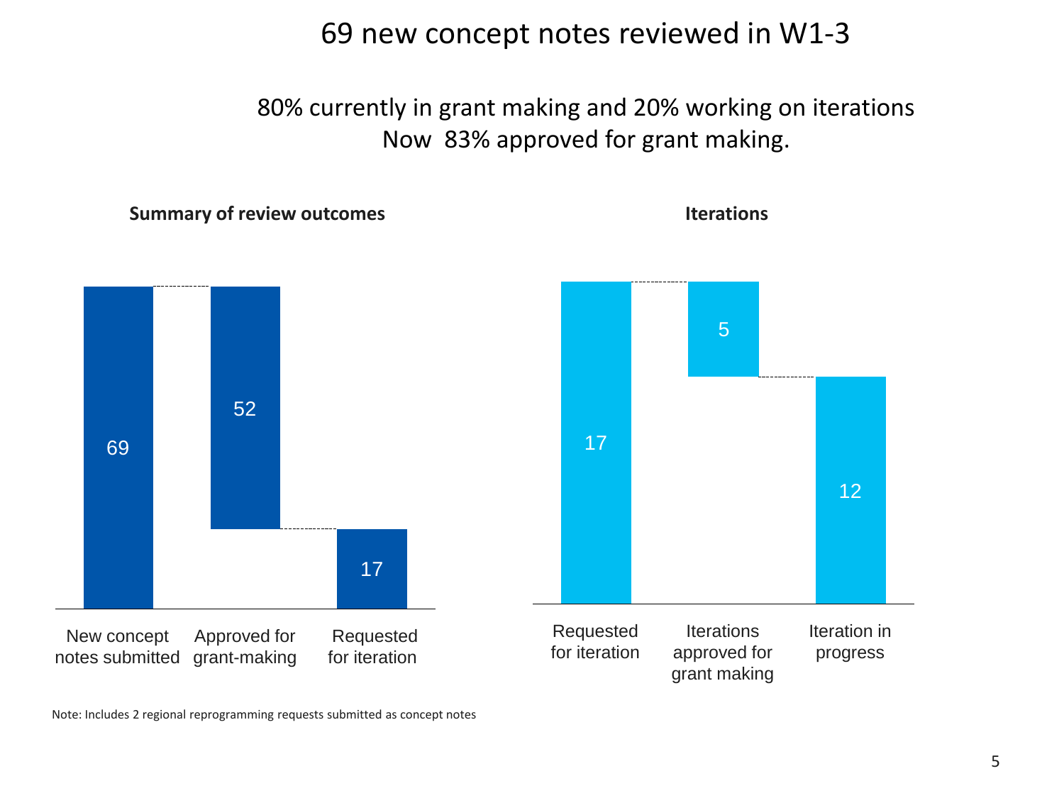# 69 new concept notes reviewed in W1-3

80% currently in grant making and 20% working on iterations
Now 83% approved for grant making.

**Summary of review outcomes**

| New concept notes submitted | Approved for grant-making | Requested for iteration |
|---|---|---|
| 69 | 52 | 17 |

**Iterations**

| Requested for iteration | Iterations approved for grant making | Iteration in progress |
|---|---|---|
| 17 | 5 | 12 |

Note: Includes 2 regional reprogramming requests submitted as concept notes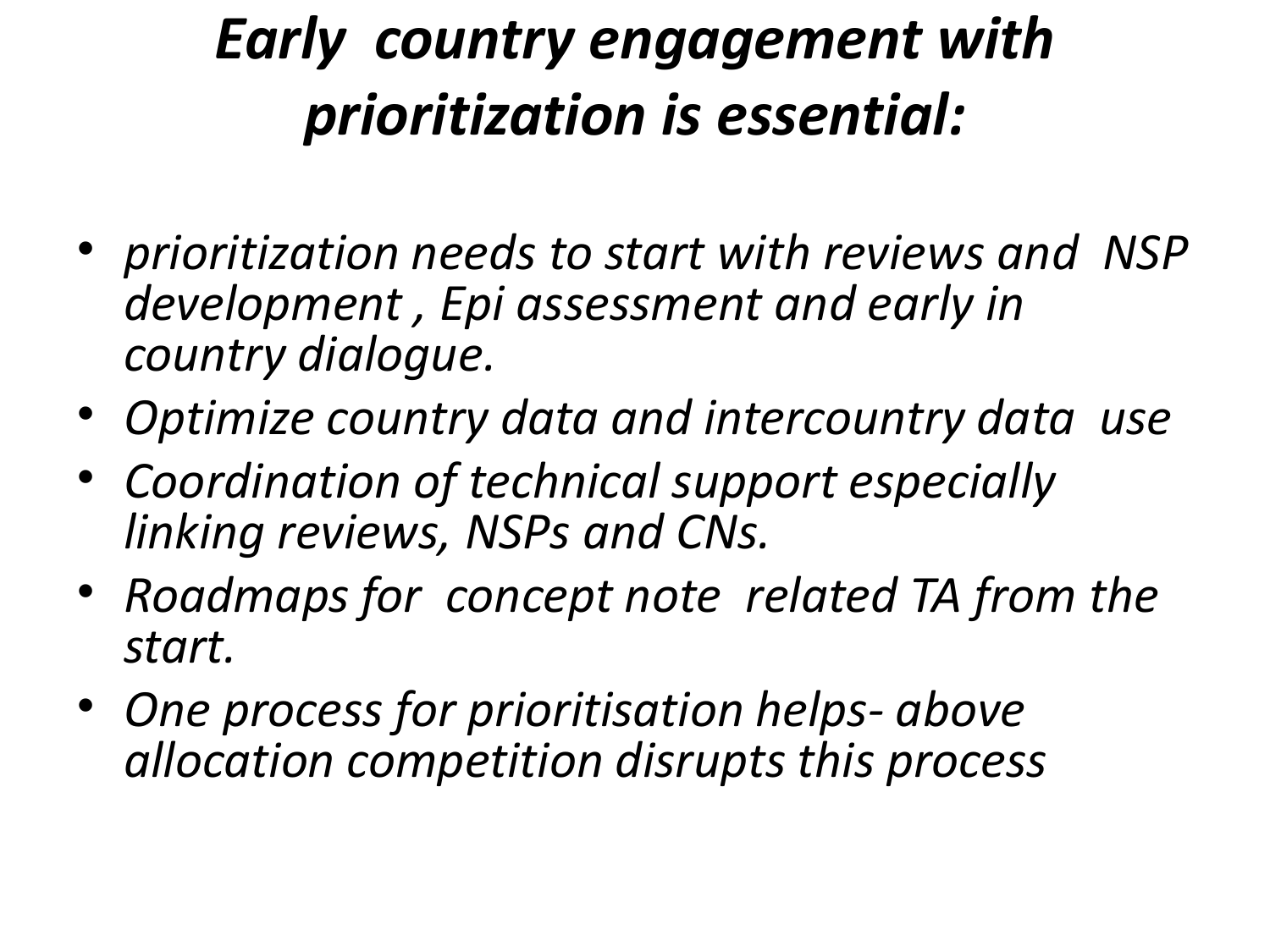# *Early country engagement with prioritization is essential:*

- *prioritization needs to start with reviews and NSP development , Epi assessment and early in country dialogue.*
- *Optimize country data and intercountry data use*
- *Coordination of technical support especially linking reviews, NSPs and CNs.*
- *Roadmaps for concept note related TA from the start.*
- *One process for prioritisation helps- above allocation competition disrupts this process*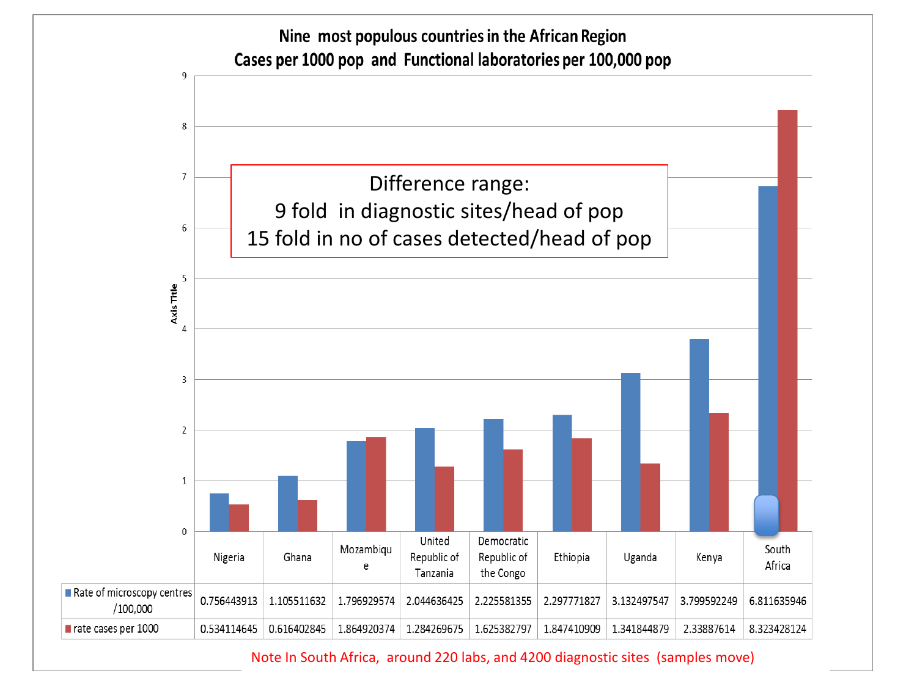# Nine most populous countries in the African Region
## Cases per 1000 pop and Functional laboratories per 100,000 pop

Difference range:
9 fold in diagnostic sites/head of pop
15 fold in no of cases detected/head of pop

| | Nigeria | Ghana | Mozambique | United Republic of Tanzania | Democratic Republic of the Congo | Ethiopia | Uganda | Kenya | South Africa |
|---|---|---|---|---|---|---|---|---|---|
| Rate of microscopy centres /100,000 | 0.756443913 | 1.105511632 | 1.796929574 | 2.044636425 | 2.225581355 | 2.297771827 | 3.132497547 | 3.799592249 | 6.811635946 |
| rate cases per 1000 | 0.534114645 | 0.616402845 | 1.864920374 | 1.284269675 | 1.625382797 | 1.847410909 | 1.341844879 | 2.33887614 | 8.323428124 |

Note In South Africa, around 220 labs, and 4200 diagnostic sites (samples move)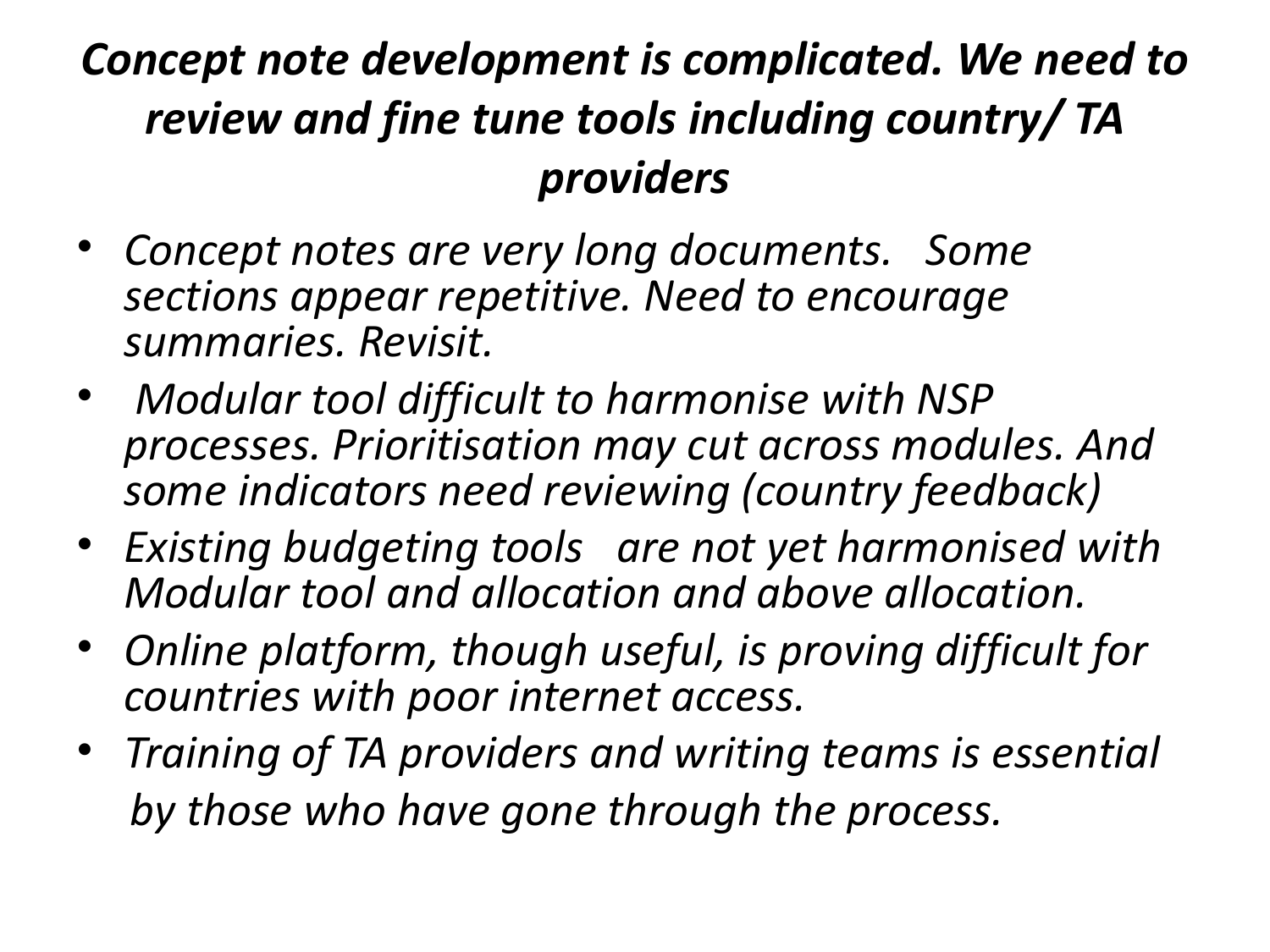## *Concept note development is complicated. We need to review and fine tune tools including country/ TA providers*

- *Concept notes are very long documents. Some sections appear repetitive. Need to encourage summaries. Revisit.*
- *Modular tool difficult to harmonise with NSP processes. Prioritisation may cut across modules. And some indicators need reviewing (country feedback)*
- *Existing budgeting tools are not yet harmonised with Modular tool and allocation and above allocation.*
- *Online platform, though useful, is proving difficult for countries with poor internet access.*
- *Training of TA providers and writing teams is essential by those who have gone through the process.*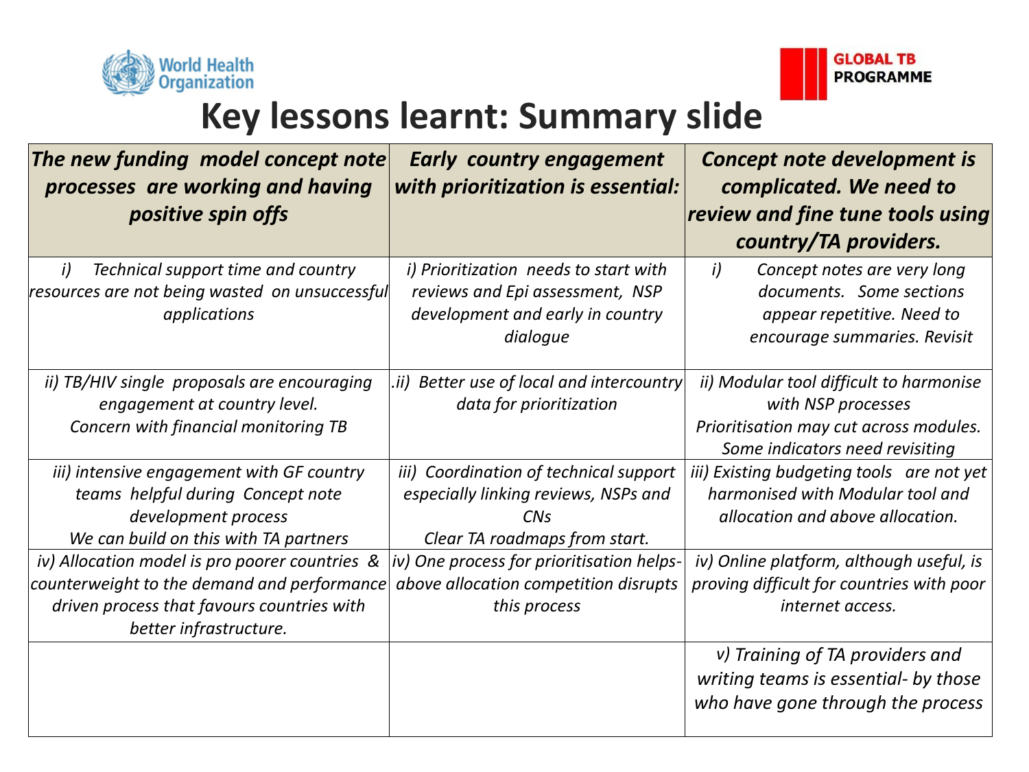# Key lessons learnt: Summary slide

| ***The new funding model concept note processes are working and having positive spin offs*** | ***Early country engagement with prioritization is essential:*** | ***Concept note development is complicated. We need to review and fine tune tools using country/TA providers.*** |
|---|---|---|
| *i) Technical support time and country resources are not being wasted on unsuccessful applications* | *i) Prioritization needs to start with reviews and Epi assessment, NSP development and early in country dialogue* | *i) Concept notes are very long documents. Some sections appear repetitive. Need to encourage summaries. Revisit* |
| *ii) TB/HIV single proposals are encouraging engagement at country level. Concern with financial monitoring TB* | *.ii) Better use of local and intercountry data for prioritization* | *ii) Modular tool difficult to harmonise with NSP processes Prioritisation may cut across modules. Some indicators need revisiting* |
| *iii) intensive engagement with GF country teams helpful during Concept note development process We can build on this with TA partners* | *iii) Coordination of technical support especially linking reviews, NSPs and CNs Clear TA roadmaps from start.* | *iii) Existing budgeting tools are not yet harmonised with Modular tool and allocation and above allocation.* |
| *iv) Allocation model is pro poorer countries & counterweight to the demand and performance driven process that favours countries with better infrastructure.* | *iv) One process for prioritisation helps- above allocation competition disrupts this process* | *iv) Online platform, although useful, is proving difficult for countries with poor internet access.* |
| | | *v) Training of TA providers and writing teams is essential- by those who have gone through the process* |